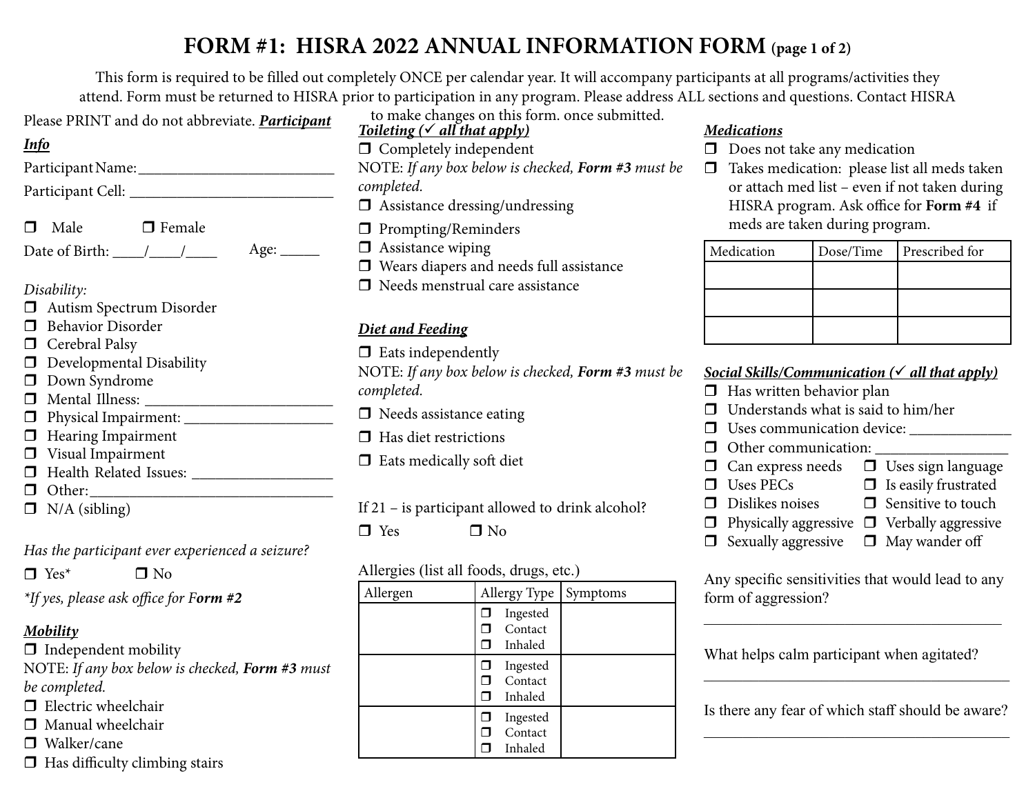# FORM #1: HISRA 2022 ANNUAL INFORMATION FORM (page 1 of 2)

This form is required to be filled out completely ONCE per calendar year. It will accompany participants at all programs/activities they attend. Form must be returned to HISRA prior to participation in any program. Please address ALL sections and questions. Contact HISRA to make changes on this form. once submitted.

Please PRINT and do not abbreviate. ***Participant Info***

Participant Name:_________________________

Participant Cell: ___________________________

❒ Male ❒ Female

Date of Birth: ____/____/____ Age: _____

*Disability:*

- ❒ Autism Spectrum Disorder
- ❒ Behavior Disorder
- ❒ Cerebral Palsy
- ❒ Developmental Disability
- ❒ Down Syndrome
- ❒ Mental Illness: _________________________
- ❒ Physical Impairment: ___________________
- ❒ Hearing Impairment
- ❒ Visual Impairment
- ❒ Health Related Issues: __________________
- ❒ Other:________________________________
- ❒ N/A (sibling)

*Has the participant ever experienced a seizure?*

❒ Yes* ❒ No

*\*If yes, please ask office for F**orm #2***

***Mobility***

- ❒ Independent mobility

NOTE: *If any box below is checked,* ***Form #3*** *must be completed.*

- ❒ Electric wheelchair
- ❒ Manual wheelchair
- ❒ Walker/cane
- ❒ Has difficulty climbing stairs

***Toileting (✓ all that apply)***

- ❒ Completely independent

NOTE: *If any box below is checked,* ***Form #3*** *must be completed.*

- ❒ Assistance dressing/undressing
- ❒ Prompting/Reminders
- ❒ Assistance wiping
- ❒ Wears diapers and needs full assistance
- ❒ Needs menstrual care assistance

***Diet and Feeding***

- ❒ Eats independently

NOTE: *If any box below is checked,* ***Form #3*** *must be completed.*

- ❒ Needs assistance eating
- ❒ Has diet restrictions
- ❒ Eats medically soft diet

If 21 – is participant allowed to drink alcohol?

❒ Yes ❒ No

Allergies (list all foods, drugs, etc.)

| Allergen | Allergy Type | Symptoms |
|---|---|---|
| | ❒ Ingested ❒ Contact ❒ Inhaled | |
| | ❒ Ingested ❒ Contact ❒ Inhaled | |
| | ❒ Ingested ❒ Contact ❒ Inhaled | |

***Medications***

- ❒ Does not take any medication
- ❒ Takes medication: please list all meds taken or attach med list – even if not taken during HISRA program. Ask office for **Form #4** if meds are taken during program.

| Medication | Dose/Time | Prescribed for |
|---|---|---|
| | | |
| | | |
| | | |

***Social Skills/Communication (✓ all that apply)***

- ❒ Has written behavior plan
- ❒ Understands what is said to him/her
- ❒ Uses communication device: _____________
- ❒ Other communication: _________________
- ❒ Can express needs
- ❒ Uses sign language
- ❒ Uses PECs
- ❒ Is easily frustrated
- ❒ Dislikes noises
- ❒ Sensitive to touch
- ❒ Physically aggressive
- ❒ Verbally aggressive
- ❒ Sexually aggressive
- ❒ May wander off

Any specific sensitivities that would lead to any form of aggression?

________________________________________

What helps calm participant when agitated?

________________________________________

Is there any fear of which staff should be aware?

________________________________________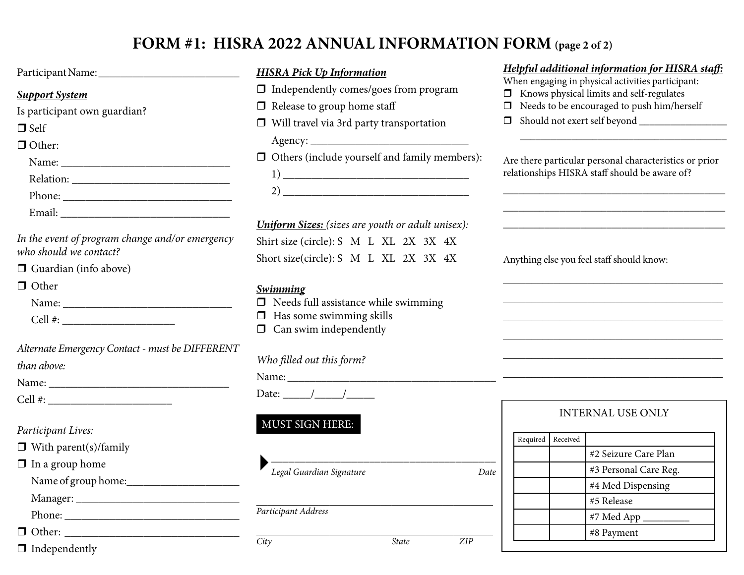# FORM #1: HISRA 2022 ANNUAL INFORMATION FORM (page 2 of 2)

Participant Name: ___________________________

***Support System***

Is participant own guardian?

- ❒ Self
- ❒ Other:
  - Name: ________________________________
  - Relation: ______________________________
  - Phone: ________________________________
  - Email: ________________________________

*In the event of program change and/or emergency who should we contact?*

- ❒ Guardian (info above)
- ❒ Other
  - Name: ________________________________
  - Cell #: ____________________

*Alternate Emergency Contact - must be DIFFERENT than above:*

Name: _________________________________

Cell #: _______________________

*Participant Lives:*

- ❒ With parent(s)/family
- ❒ In a group home
  - Name of group home:____________________
  - Manager: ______________________________
  - Phone: ________________________________
- ❒ Other: _________________________________
- ❒ Independently

***HISRA Pick Up Information***

- ❒ Independently comes/goes from program
- ❒ Release to group home staff
- ❒ Will travel via 3rd party transportation
  - Agency: ____________________________
- ❒ Others (include yourself and family members):
  1) __________________________________
  2) __________________________________

***Uniform Sizes:*** *(sizes are youth or adult unisex):*

Shirt size (circle): S M L XL 2X 3X 4X

Short size(circle): S M L XL 2X 3X 4X

***Swimming***

- ❒ Needs full assistance while swimming
- ❒ Has some swimming skills
- ❒ Can swim independently

*Who filled out this form?*

Name: ______________________________________

Date: _____/_____/_____

**MUST SIGN HERE:**

▶ ___________________________________________

*Legal Guardian Signature* *Date*

___________________________________________

*Participant Address*

___________________________________________

*City* *State* *ZIP*

***Helpful additional information for HISRA staff:***

When engaging in physical activities participant:

- ❒ Knows physical limits and self-regulates
- ❒ Needs to be encouraged to push him/herself
- ❒ Should not exert self beyond _________________

___________________________________________

Are there particular personal characteristics or prior relationships HISRA staff should be aware of?

___________________________________________

___________________________________________

___________________________________________

Anything else you feel staff should know:

___________________________________________

___________________________________________

___________________________________________

___________________________________________

___________________________________________

___________________________________________

INTERNAL USE ONLY

| Required | Received | |
|---|---|---|
| | | #2 Seizure Care Plan |
| | | #3 Personal Care Reg. |
| | | #4 Med Dispensing |
| | | #5 Release |
| | | #7 Med App _________ |
| | | #8 Payment |